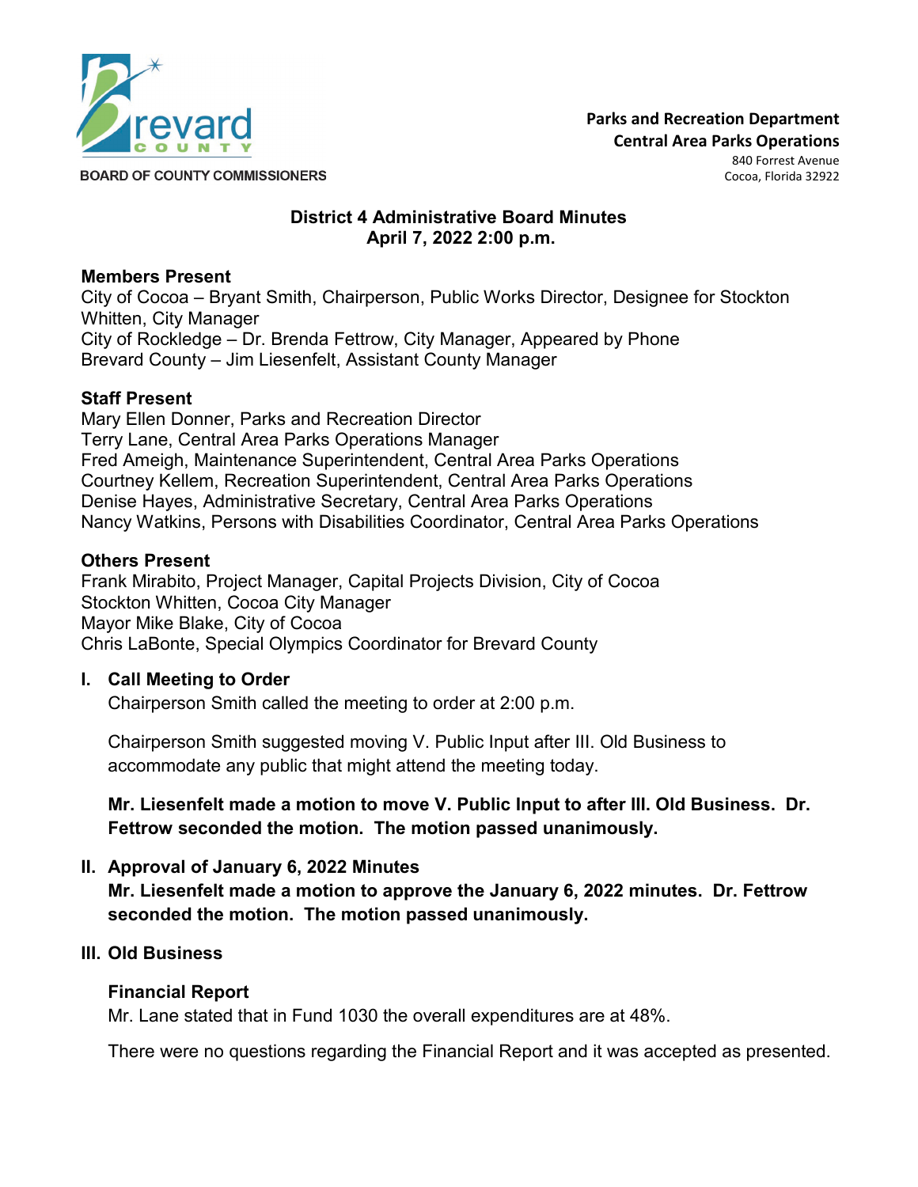BOARD OF COUNTY COMMISSIONERS

**Parks and Recreation Department**
**Central Area Parks Operations**
840 Forrest Avenue
Cocoa, Florida 32922

## District 4 Administrative Board Minutes
## April 7, 2022 2:00 p.m.

**Members Present**
City of Cocoa – Bryant Smith, Chairperson, Public Works Director, Designee for Stockton Whitten, City Manager
City of Rockledge – Dr. Brenda Fettrow, City Manager, Appeared by Phone
Brevard County – Jim Liesenfelt, Assistant County Manager

**Staff Present**
Mary Ellen Donner, Parks and Recreation Director
Terry Lane, Central Area Parks Operations Manager
Fred Ameigh, Maintenance Superintendent, Central Area Parks Operations
Courtney Kellem, Recreation Superintendent, Central Area Parks Operations
Denise Hayes, Administrative Secretary, Central Area Parks Operations
Nancy Watkins, Persons with Disabilities Coordinator, Central Area Parks Operations

**Others Present**
Frank Mirabito, Project Manager, Capital Projects Division, City of Cocoa
Stockton Whitten, Cocoa City Manager
Mayor Mike Blake, City of Cocoa
Chris LaBonte, Special Olympics Coordinator for Brevard County

### I. Call Meeting to Order

Chairperson Smith called the meeting to order at 2:00 p.m.

Chairperson Smith suggested moving V. Public Input after III. Old Business to accommodate any public that might attend the meeting today.

**Mr. Liesenfelt made a motion to move V. Public Input to after III. Old Business. Dr. Fettrow seconded the motion. The motion passed unanimously.**

### II. Approval of January 6, 2022 Minutes

**Mr. Liesenfelt made a motion to approve the January 6, 2022 minutes. Dr. Fettrow seconded the motion. The motion passed unanimously.**

### III. Old Business

**Financial Report**

Mr. Lane stated that in Fund 1030 the overall expenditures are at 48%.

There were no questions regarding the Financial Report and it was accepted as presented.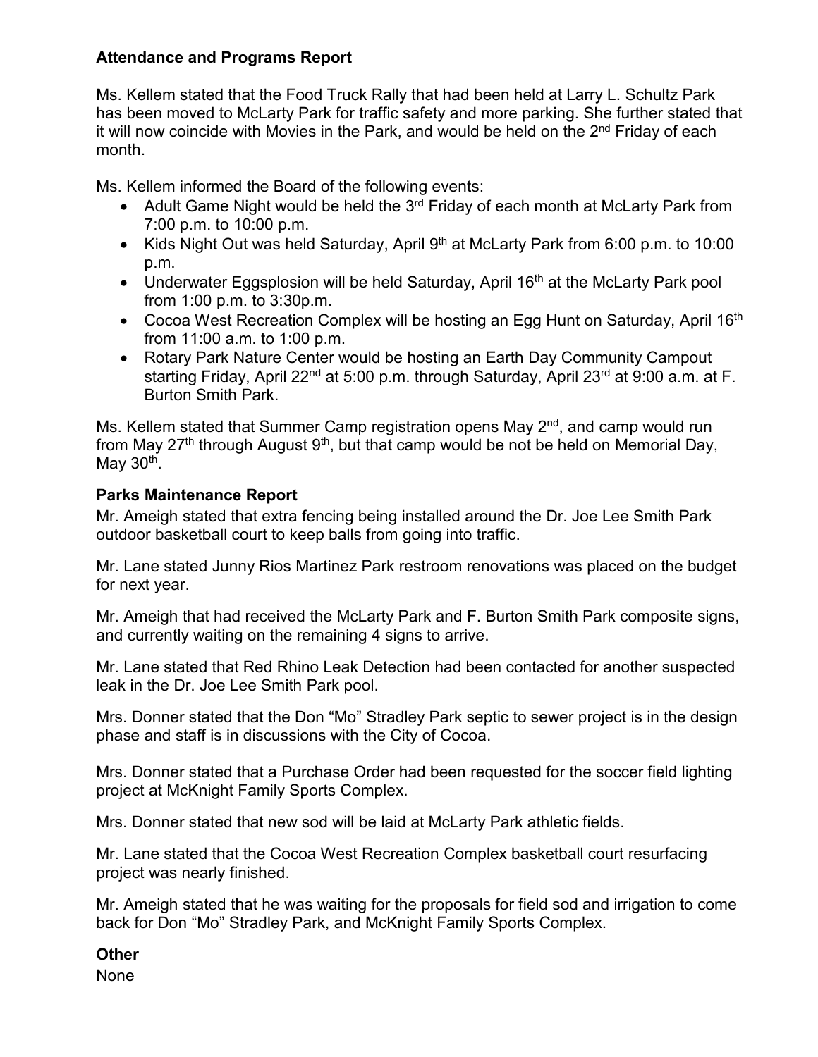### Attendance and Programs Report

Ms. Kellem stated that the Food Truck Rally that had been held at Larry L. Schultz Park has been moved to McLarty Park for traffic safety and more parking. She further stated that it will now coincide with Movies in the Park, and would be held on the 2nd Friday of each month.

Ms. Kellem informed the Board of the following events:

- Adult Game Night would be held the 3rd Friday of each month at McLarty Park from 7:00 p.m. to 10:00 p.m.
- Kids Night Out was held Saturday, April 9th at McLarty Park from 6:00 p.m. to 10:00 p.m.
- Underwater Eggsplosion will be held Saturday, April 16th at the McLarty Park pool from 1:00 p.m. to 3:30p.m.
- Cocoa West Recreation Complex will be hosting an Egg Hunt on Saturday, April 16th from 11:00 a.m. to 1:00 p.m.
- Rotary Park Nature Center would be hosting an Earth Day Community Campout starting Friday, April 22nd at 5:00 p.m. through Saturday, April 23rd at 9:00 a.m. at F. Burton Smith Park.

Ms. Kellem stated that Summer Camp registration opens May 2nd, and camp would run from May 27th through August 9th, but that camp would be not be held on Memorial Day, May 30th.

### Parks Maintenance Report

Mr. Ameigh stated that extra fencing being installed around the Dr. Joe Lee Smith Park outdoor basketball court to keep balls from going into traffic.

Mr. Lane stated Junny Rios Martinez Park restroom renovations was placed on the budget for next year.

Mr. Ameigh that had received the McLarty Park and F. Burton Smith Park composite signs, and currently waiting on the remaining 4 signs to arrive.

Mr. Lane stated that Red Rhino Leak Detection had been contacted for another suspected leak in the Dr. Joe Lee Smith Park pool.

Mrs. Donner stated that the Don "Mo" Stradley Park septic to sewer project is in the design phase and staff is in discussions with the City of Cocoa.

Mrs. Donner stated that a Purchase Order had been requested for the soccer field lighting project at McKnight Family Sports Complex.

Mrs. Donner stated that new sod will be laid at McLarty Park athletic fields.

Mr. Lane stated that the Cocoa West Recreation Complex basketball court resurfacing project was nearly finished.

Mr. Ameigh stated that he was waiting for the proposals for field sod and irrigation to come back for Don "Mo" Stradley Park, and McKnight Family Sports Complex.

### Other

None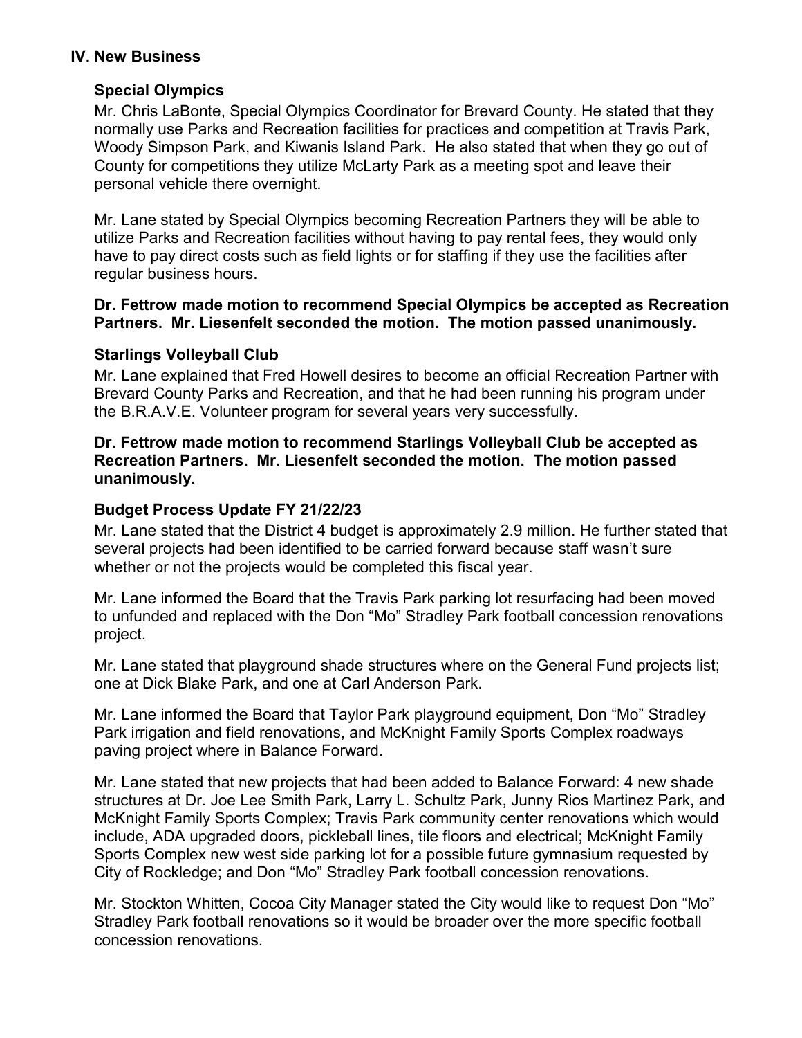## IV. New Business

### Special Olympics

Mr. Chris LaBonte, Special Olympics Coordinator for Brevard County. He stated that they normally use Parks and Recreation facilities for practices and competition at Travis Park, Woody Simpson Park, and Kiwanis Island Park. He also stated that when they go out of County for competitions they utilize McLarty Park as a meeting spot and leave their personal vehicle there overnight.

Mr. Lane stated by Special Olympics becoming Recreation Partners they will be able to utilize Parks and Recreation facilities without having to pay rental fees, they would only have to pay direct costs such as field lights or for staffing if they use the facilities after regular business hours.

**Dr. Fettrow made motion to recommend Special Olympics be accepted as Recreation Partners. Mr. Liesenfelt seconded the motion. The motion passed unanimously.**

### Starlings Volleyball Club

Mr. Lane explained that Fred Howell desires to become an official Recreation Partner with Brevard County Parks and Recreation, and that he had been running his program under the B.R.A.V.E. Volunteer program for several years very successfully.

**Dr. Fettrow made motion to recommend Starlings Volleyball Club be accepted as Recreation Partners. Mr. Liesenfelt seconded the motion. The motion passed unanimously.**

### Budget Process Update FY 21/22/23

Mr. Lane stated that the District 4 budget is approximately 2.9 million. He further stated that several projects had been identified to be carried forward because staff wasn't sure whether or not the projects would be completed this fiscal year.

Mr. Lane informed the Board that the Travis Park parking lot resurfacing had been moved to unfunded and replaced with the Don "Mo" Stradley Park football concession renovations project.

Mr. Lane stated that playground shade structures where on the General Fund projects list; one at Dick Blake Park, and one at Carl Anderson Park.

Mr. Lane informed the Board that Taylor Park playground equipment, Don "Mo" Stradley Park irrigation and field renovations, and McKnight Family Sports Complex roadways paving project where in Balance Forward.

Mr. Lane stated that new projects that had been added to Balance Forward: 4 new shade structures at Dr. Joe Lee Smith Park, Larry L. Schultz Park, Junny Rios Martinez Park, and McKnight Family Sports Complex; Travis Park community center renovations which would include, ADA upgraded doors, pickleball lines, tile floors and electrical; McKnight Family Sports Complex new west side parking lot for a possible future gymnasium requested by City of Rockledge; and Don "Mo" Stradley Park football concession renovations.

Mr. Stockton Whitten, Cocoa City Manager stated the City would like to request Don "Mo" Stradley Park football renovations so it would be broader over the more specific football concession renovations.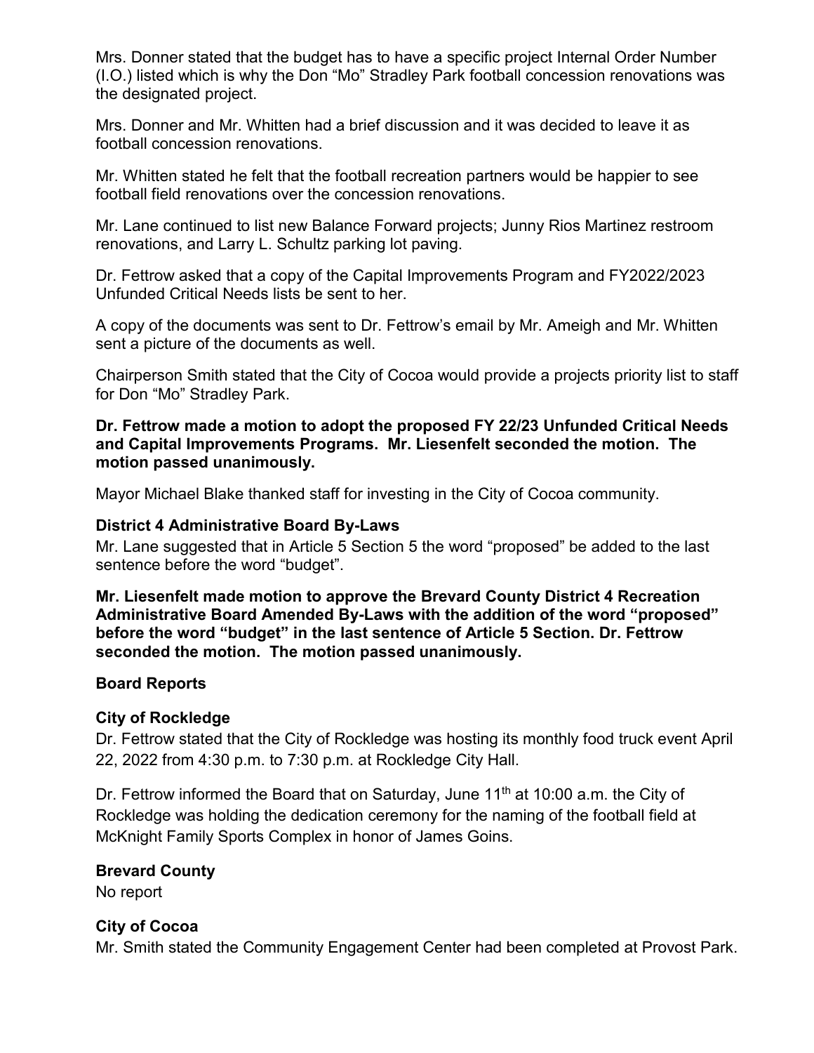Mrs. Donner stated that the budget has to have a specific project Internal Order Number (I.O.) listed which is why the Don "Mo" Stradley Park football concession renovations was the designated project.

Mrs. Donner and Mr. Whitten had a brief discussion and it was decided to leave it as football concession renovations.

Mr. Whitten stated he felt that the football recreation partners would be happier to see football field renovations over the concession renovations.

Mr. Lane continued to list new Balance Forward projects; Junny Rios Martinez restroom renovations, and Larry L. Schultz parking lot paving.

Dr. Fettrow asked that a copy of the Capital Improvements Program and FY2022/2023 Unfunded Critical Needs lists be sent to her.

A copy of the documents was sent to Dr. Fettrow's email by Mr. Ameigh and Mr. Whitten sent a picture of the documents as well.

Chairperson Smith stated that the City of Cocoa would provide a projects priority list to staff for Don "Mo" Stradley Park.

**Dr. Fettrow made a motion to adopt the proposed FY 22/23 Unfunded Critical Needs and Capital Improvements Programs. Mr. Liesenfelt seconded the motion. The motion passed unanimously.**

Mayor Michael Blake thanked staff for investing in the City of Cocoa community.

### District 4 Administrative Board By-Laws

Mr. Lane suggested that in Article 5 Section 5 the word "proposed" be added to the last sentence before the word "budget".

**Mr. Liesenfelt made motion to approve the Brevard County District 4 Recreation Administrative Board Amended By-Laws with the addition of the word "proposed" before the word "budget" in the last sentence of Article 5 Section. Dr. Fettrow seconded the motion. The motion passed unanimously.**

### Board Reports

### City of Rockledge

Dr. Fettrow stated that the City of Rockledge was hosting its monthly food truck event April 22, 2022 from 4:30 p.m. to 7:30 p.m. at Rockledge City Hall.

Dr. Fettrow informed the Board that on Saturday, June 11th at 10:00 a.m. the City of Rockledge was holding the dedication ceremony for the naming of the football field at McKnight Family Sports Complex in honor of James Goins.

### Brevard County

No report

### City of Cocoa

Mr. Smith stated the Community Engagement Center had been completed at Provost Park.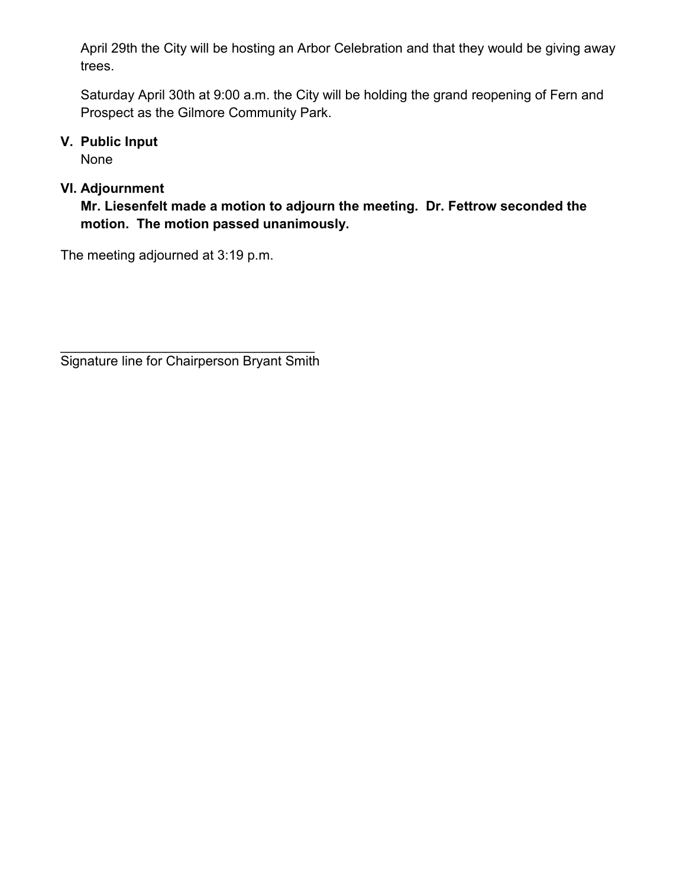April 29th the City will be hosting an Arbor Celebration and that they would be giving away trees.

Saturday April 30th at 9:00 a.m. the City will be holding the grand reopening of Fern and Prospect as the Gilmore Community Park.

## V. Public Input

None

## VI. Adjournment

**Mr. Liesenfelt made a motion to adjourn the meeting. Dr. Fettrow seconded the motion. The motion passed unanimously.**

The meeting adjourned at 3:19 p.m.

___________________________________

Signature line for Chairperson Bryant Smith